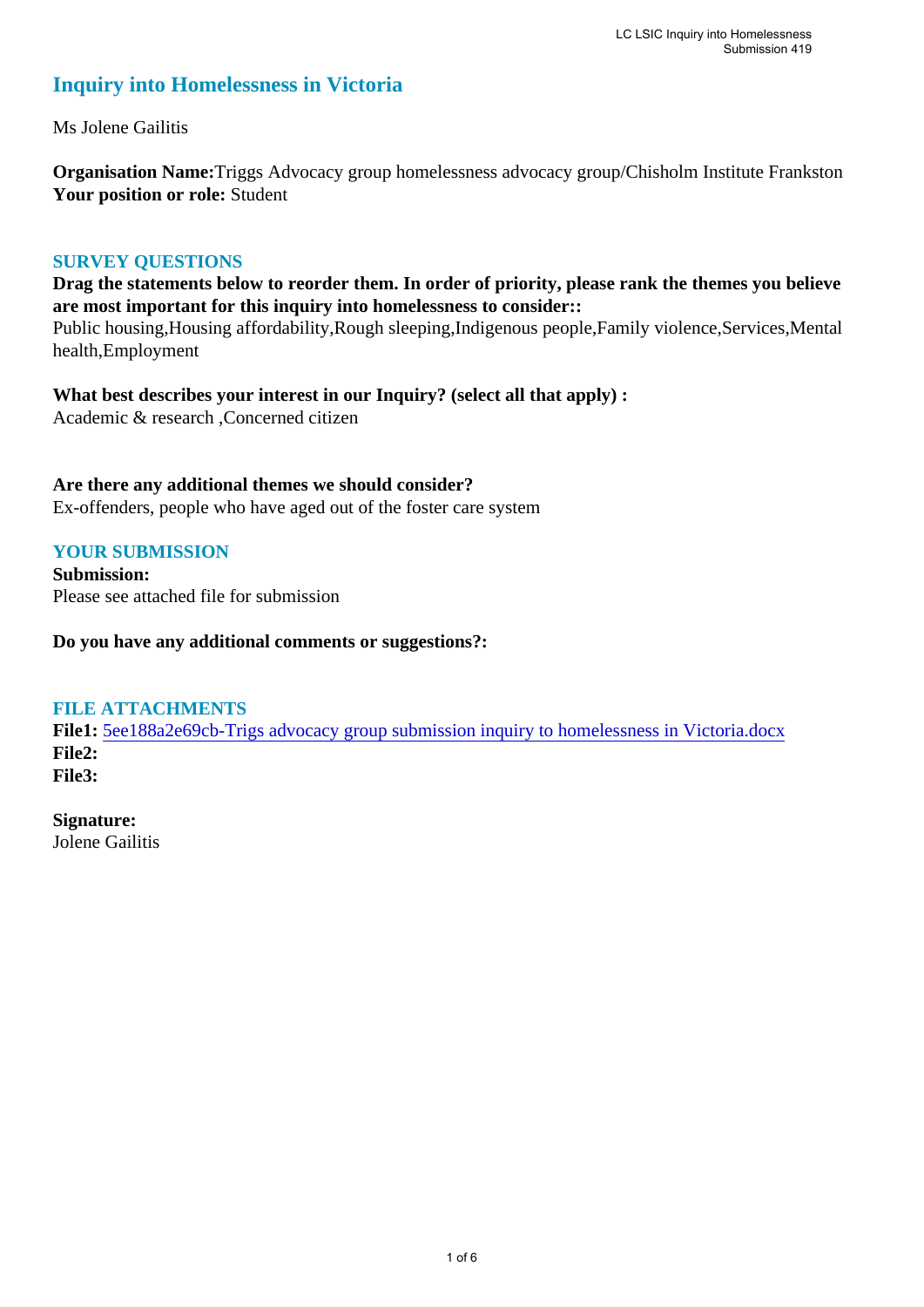# Inquiry into Homelessness in Victoria

Ms Jolene Gailitis

**Organisation Name:** Triggs Advocacy group homelessness advocacy group/Chisholm Institute Frankston
**Your position or role:** Student

## SURVEY QUESTIONS

**Drag the statements below to reorder them. In order of priority, please rank the themes you believe are most important for this inquiry into homelessness to consider::**
Public housing,Housing affordability,Rough sleeping,Indigenous people,Family violence,Services,Mental health,Employment

**What best describes your interest in our Inquiry? (select all that apply) :**
Academic & research ,Concerned citizen

**Are there any additional themes we should consider?**
Ex-offenders, people who have aged out of the foster care system

## YOUR SUBMISSION

**Submission:**
Please see attached file for submission

**Do you have any additional comments or suggestions?:**

## FILE ATTACHMENTS

**File1:** 5ee188a2e69cb-Trigs advocacy group submission inquiry to homelessness in Victoria.docx
**File2:**
**File3:**

**Signature:**
Jolene Gailitis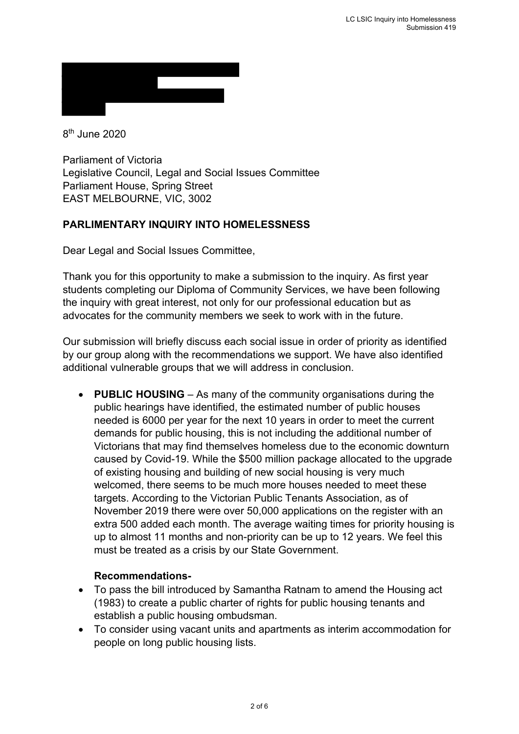8th June 2020

Parliament of Victoria
Legislative Council, Legal and Social Issues Committee
Parliament House, Spring Street
EAST MELBOURNE, VIC, 3002

**PARLIMENTARY INQUIRY INTO HOMELESSNESS**

Dear Legal and Social Issues Committee,

Thank you for this opportunity to make a submission to the inquiry. As first year students completing our Diploma of Community Services, we have been following the inquiry with great interest, not only for our professional education but as advocates for the community members we seek to work with in the future.

Our submission will briefly discuss each social issue in order of priority as identified by our group along with the recommendations we support. We have also identified additional vulnerable groups that we will address in conclusion.

- **PUBLIC HOUSING** – As many of the community organisations during the public hearings have identified, the estimated number of public houses needed is 6000 per year for the next 10 years in order to meet the current demands for public housing, this is not including the additional number of Victorians that may find themselves homeless due to the economic downturn caused by Covid-19. While the $500 million package allocated to the upgrade of existing housing and building of new social housing is very much welcomed, there seems to be much more houses needed to meet these targets. According to the Victorian Public Tenants Association, as of November 2019 there were over 50,000 applications on the register with an extra 500 added each month. The average waiting times for priority housing is up to almost 11 months and non-priority can be up to 12 years. We feel this must be treated as a crisis by our State Government.

  **Recommendations-**

- To pass the bill introduced by Samantha Ratnam to amend the Housing act (1983) to create a public charter of rights for public housing tenants and establish a public housing ombudsman.
- To consider using vacant units and apartments as interim accommodation for people on long public housing lists.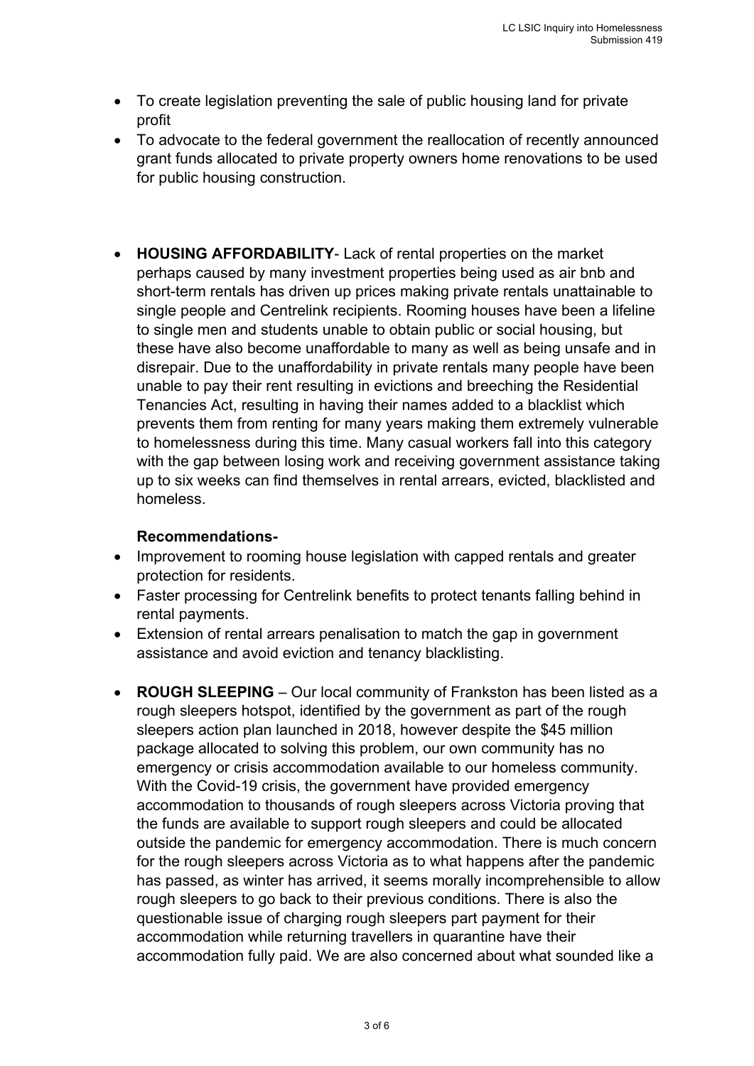- To create legislation preventing the sale of public housing land for private profit
- To advocate to the federal government the reallocation of recently announced grant funds allocated to private property owners home renovations to be used for public housing construction.

- **HOUSING AFFORDABILITY**- Lack of rental properties on the market perhaps caused by many investment properties being used as air bnb and short-term rentals has driven up prices making private rentals unattainable to single people and Centrelink recipients. Rooming houses have been a lifeline to single men and students unable to obtain public or social housing, but these have also become unaffordable to many as well as being unsafe and in disrepair. Due to the unaffordability in private rentals many people have been unable to pay their rent resulting in evictions and breeching the Residential Tenancies Act, resulting in having their names added to a blacklist which prevents them from renting for many years making them extremely vulnerable to homelessness during this time. Many casual workers fall into this category with the gap between losing work and receiving government assistance taking up to six weeks can find themselves in rental arrears, evicted, blacklisted and homeless.

  **Recommendations-**

- Improvement to rooming house legislation with capped rentals and greater protection for residents.
- Faster processing for Centrelink benefits to protect tenants falling behind in rental payments.
- Extension of rental arrears penalisation to match the gap in government assistance and avoid eviction and tenancy blacklisting.

- **ROUGH SLEEPING** – Our local community of Frankston has been listed as a rough sleepers hotspot, identified by the government as part of the rough sleepers action plan launched in 2018, however despite the $45 million package allocated to solving this problem, our own community has no emergency or crisis accommodation available to our homeless community. With the Covid-19 crisis, the government have provided emergency accommodation to thousands of rough sleepers across Victoria proving that the funds are available to support rough sleepers and could be allocated outside the pandemic for emergency accommodation. There is much concern for the rough sleepers across Victoria as to what happens after the pandemic has passed, as winter has arrived, it seems morally incomprehensible to allow rough sleepers to go back to their previous conditions. There is also the questionable issue of charging rough sleepers part payment for their accommodation while returning travellers in quarantine have their accommodation fully paid. We are also concerned about what sounded like a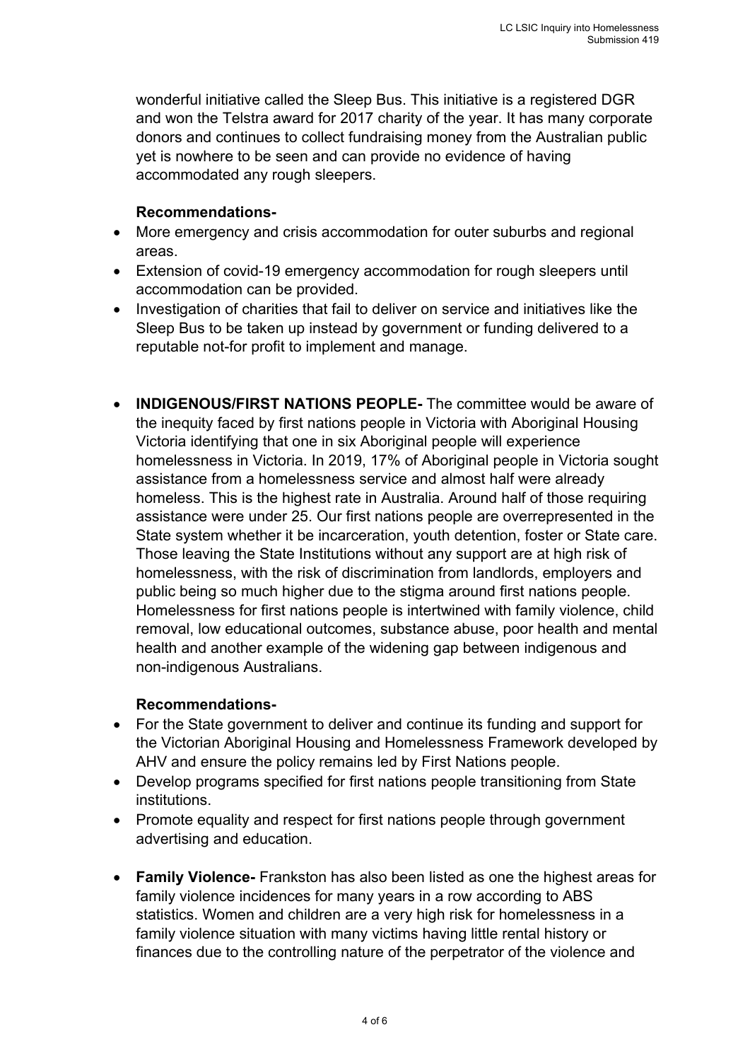wonderful initiative called the Sleep Bus. This initiative is a registered DGR and won the Telstra award for 2017 charity of the year. It has many corporate donors and continues to collect fundraising money from the Australian public yet is nowhere to be seen and can provide no evidence of having accommodated any rough sleepers.

**Recommendations-**

- More emergency and crisis accommodation for outer suburbs and regional areas.
- Extension of covid-19 emergency accommodation for rough sleepers until accommodation can be provided.
- Investigation of charities that fail to deliver on service and initiatives like the Sleep Bus to be taken up instead by government or funding delivered to a reputable not-for profit to implement and manage.

- **INDIGENOUS/FIRST NATIONS PEOPLE-** The committee would be aware of the inequity faced by first nations people in Victoria with Aboriginal Housing Victoria identifying that one in six Aboriginal people will experience homelessness in Victoria. In 2019, 17% of Aboriginal people in Victoria sought assistance from a homelessness service and almost half were already homeless. This is the highest rate in Australia. Around half of those requiring assistance were under 25. Our first nations people are overrepresented in the State system whether it be incarceration, youth detention, foster or State care. Those leaving the State Institutions without any support are at high risk of homelessness, with the risk of discrimination from landlords, employers and public being so much higher due to the stigma around first nations people. Homelessness for first nations people is intertwined with family violence, child removal, low educational outcomes, substance abuse, poor health and mental health and another example of the widening gap between indigenous and non-indigenous Australians.

**Recommendations-**

- For the State government to deliver and continue its funding and support for the Victorian Aboriginal Housing and Homelessness Framework developed by AHV and ensure the policy remains led by First Nations people.
- Develop programs specified for first nations people transitioning from State institutions.
- Promote equality and respect for first nations people through government advertising and education.

- **Family Violence-** Frankston has also been listed as one the highest areas for family violence incidences for many years in a row according to ABS statistics. Women and children are a very high risk for homelessness in a family violence situation with many victims having little rental history or finances due to the controlling nature of the perpetrator of the violence and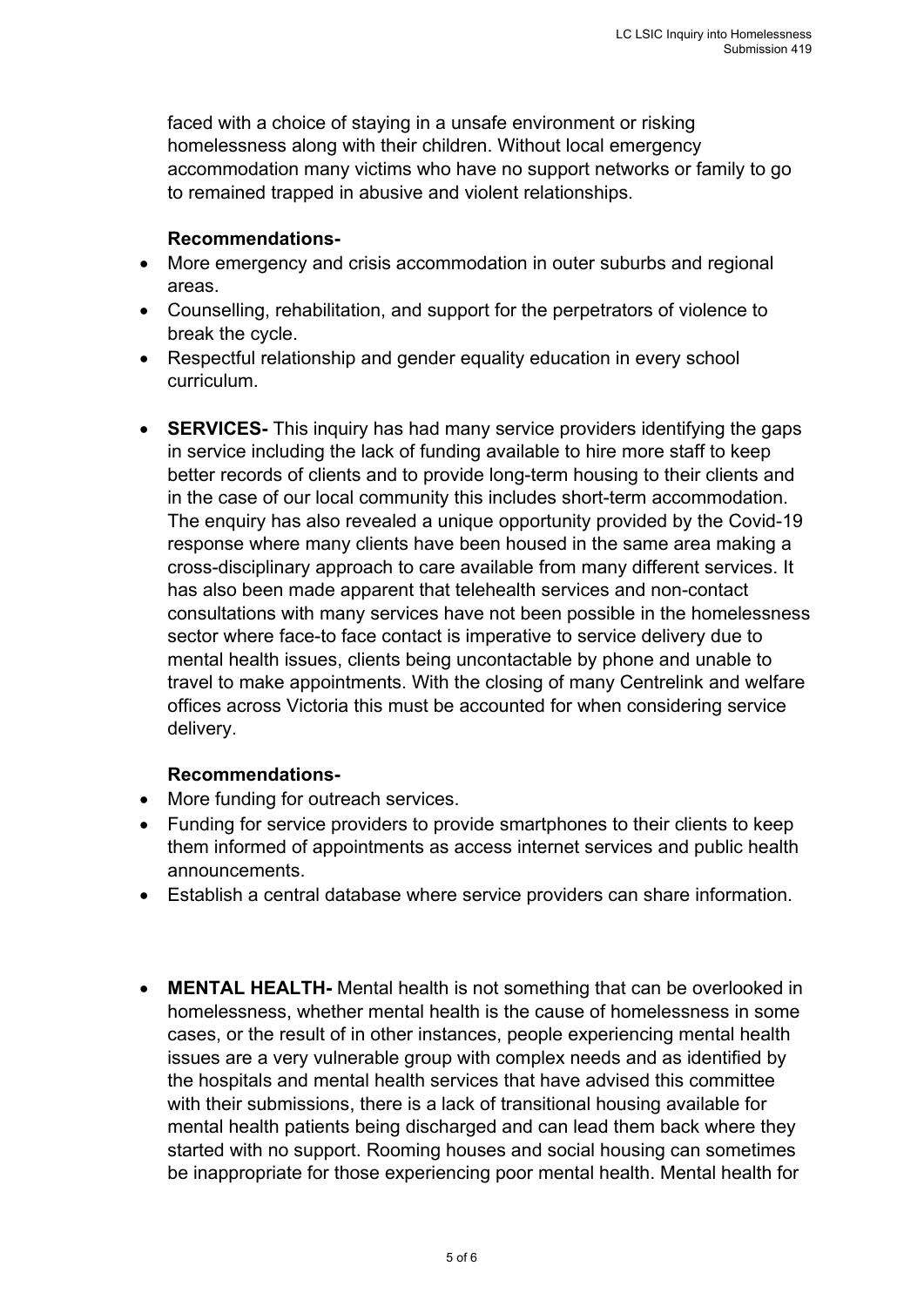faced with a choice of staying in a unsafe environment or risking homelessness along with their children. Without local emergency accommodation many victims who have no support networks or family to go to remained trapped in abusive and violent relationships.

**Recommendations-**

- More emergency and crisis accommodation in outer suburbs and regional areas.
- Counselling, rehabilitation, and support for the perpetrators of violence to break the cycle.
- Respectful relationship and gender equality education in every school curriculum.

- **SERVICES-** This inquiry has had many service providers identifying the gaps in service including the lack of funding available to hire more staff to keep better records of clients and to provide long-term housing to their clients and in the case of our local community this includes short-term accommodation. The enquiry has also revealed a unique opportunity provided by the Covid-19 response where many clients have been housed in the same area making a cross-disciplinary approach to care available from many different services. It has also been made apparent that telehealth services and non-contact consultations with many services have not been possible in the homelessness sector where face-to face contact is imperative to service delivery due to mental health issues, clients being uncontactable by phone and unable to travel to make appointments. With the closing of many Centrelink and welfare offices across Victoria this must be accounted for when considering service delivery.

**Recommendations-**

- More funding for outreach services.
- Funding for service providers to provide smartphones to their clients to keep them informed of appointments as access internet services and public health announcements.
- Establish a central database where service providers can share information.

- **MENTAL HEALTH-** Mental health is not something that can be overlooked in homelessness, whether mental health is the cause of homelessness in some cases, or the result of in other instances, people experiencing mental health issues are a very vulnerable group with complex needs and as identified by the hospitals and mental health services that have advised this committee with their submissions, there is a lack of transitional housing available for mental health patients being discharged and can lead them back where they started with no support. Rooming houses and social housing can sometimes be inappropriate for those experiencing poor mental health. Mental health for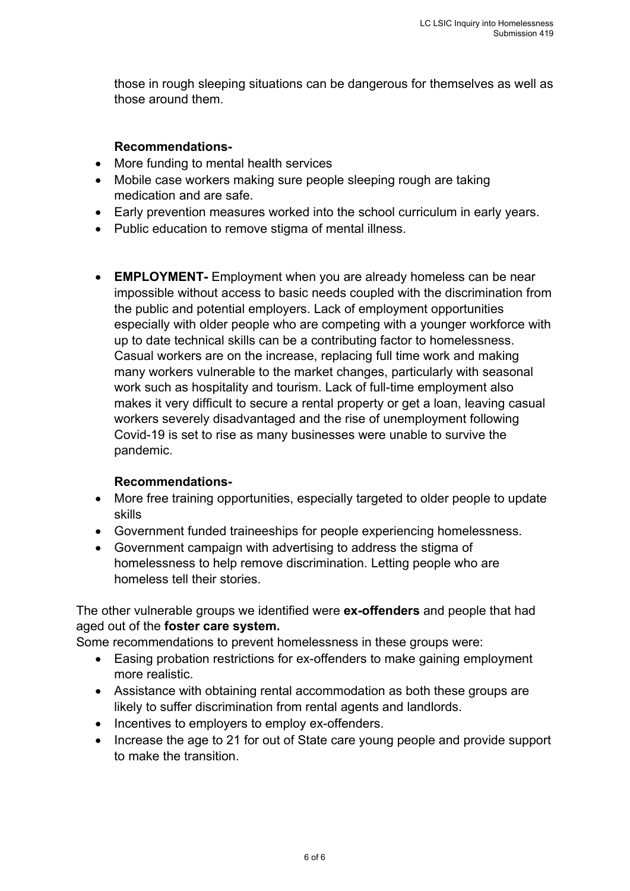those in rough sleeping situations can be dangerous for themselves as well as those around them.

**Recommendations-**

- More funding to mental health services
- Mobile case workers making sure people sleeping rough are taking medication and are safe.
- Early prevention measures worked into the school curriculum in early years.
- Public education to remove stigma of mental illness.

- **EMPLOYMENT-** Employment when you are already homeless can be near impossible without access to basic needs coupled with the discrimination from the public and potential employers. Lack of employment opportunities especially with older people who are competing with a younger workforce with up to date technical skills can be a contributing factor to homelessness. Casual workers are on the increase, replacing full time work and making many workers vulnerable to the market changes, particularly with seasonal work such as hospitality and tourism. Lack of full-time employment also makes it very difficult to secure a rental property or get a loan, leaving casual workers severely disadvantaged and the rise of unemployment following Covid-19 is set to rise as many businesses were unable to survive the pandemic.

**Recommendations-**

- More free training opportunities, especially targeted to older people to update skills
- Government funded traineeships for people experiencing homelessness.
- Government campaign with advertising to address the stigma of homelessness to help remove discrimination. Letting people who are homeless tell their stories.

The other vulnerable groups we identified were **ex-offenders** and people that had aged out of the **foster care system.**

Some recommendations to prevent homelessness in these groups were:

- Easing probation restrictions for ex-offenders to make gaining employment more realistic.
- Assistance with obtaining rental accommodation as both these groups are likely to suffer discrimination from rental agents and landlords.
- Incentives to employers to employ ex-offenders.
- Increase the age to 21 for out of State care young people and provide support to make the transition.